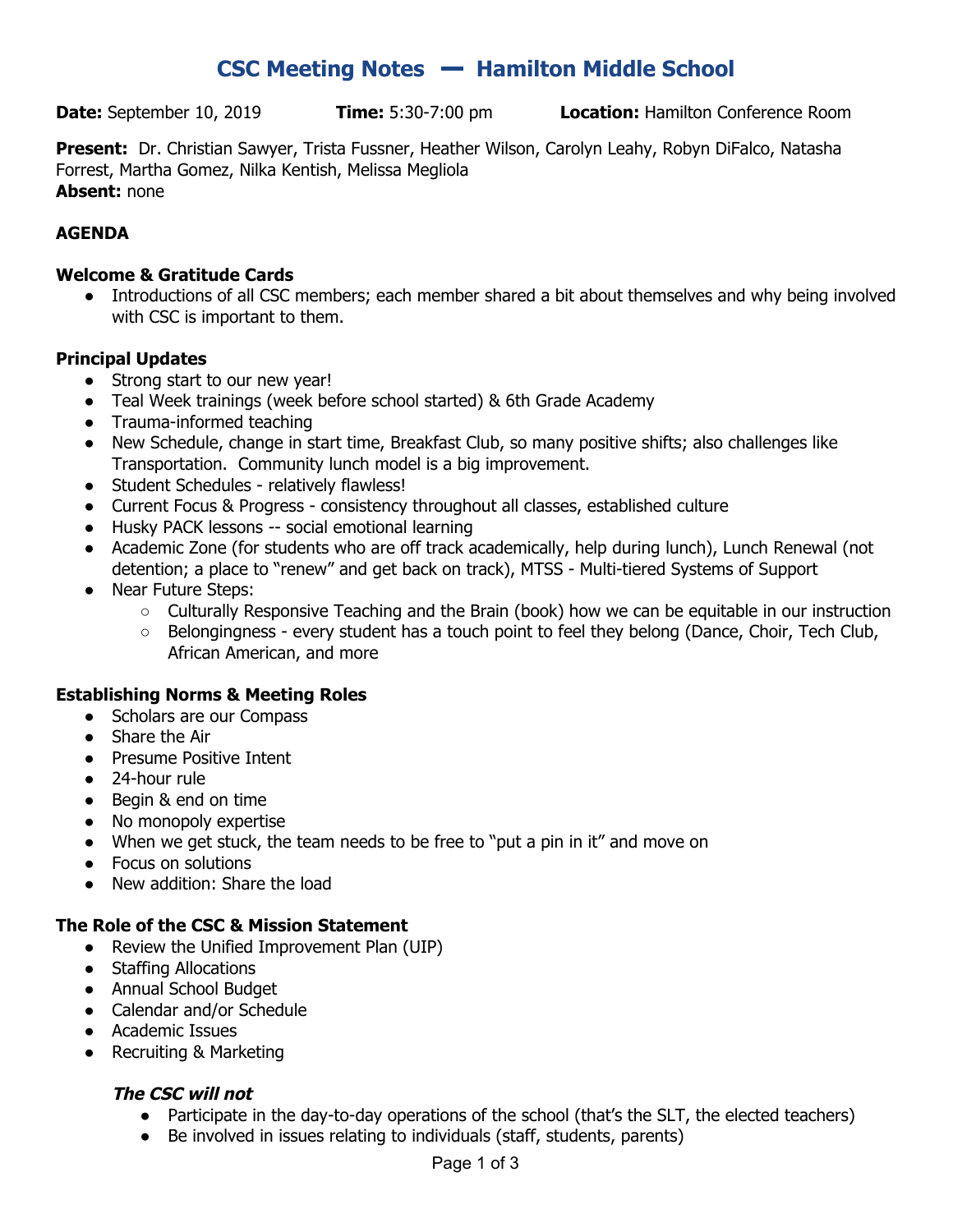# CSC Meeting Notes — Hamilton Middle School

**Date:** September 10, 2019 **Time:** 5:30-7:00 pm **Location:** Hamilton Conference Room

**Present:** Dr. Christian Sawyer, Trista Fussner, Heather Wilson, Carolyn Leahy, Robyn DiFalco, Natasha Forrest, Martha Gomez, Nilka Kentish, Melissa Megliola
**Absent:** none

**AGENDA**

**Welcome & Gratitude Cards**

- Introductions of all CSC members; each member shared a bit about themselves and why being involved with CSC is important to them.

**Principal Updates**

- Strong start to our new year!
- Teal Week trainings (week before school started) & 6th Grade Academy
- Trauma-informed teaching
- New Schedule, change in start time, Breakfast Club, so many positive shifts; also challenges like Transportation. Community lunch model is a big improvement.
- Student Schedules - relatively flawless!
- Current Focus & Progress - consistency throughout all classes, established culture
- Husky PACK lessons -- social emotional learning
- Academic Zone (for students who are off track academically, help during lunch), Lunch Renewal (not detention; a place to "renew" and get back on track), MTSS - Multi-tiered Systems of Support
- Near Future Steps:
  - Culturally Responsive Teaching and the Brain (book) how we can be equitable in our instruction
  - Belongingness - every student has a touch point to feel they belong (Dance, Choir, Tech Club, African American, and more

**Establishing Norms & Meeting Roles**

- Scholars are our Compass
- Share the Air
- Presume Positive Intent
- 24-hour rule
- Begin & end on time
- No monopoly expertise
- When we get stuck, the team needs to be free to "put a pin in it" and move on
- Focus on solutions
- New addition: Share the load

**The Role of the CSC & Mission Statement**

- Review the Unified Improvement Plan (UIP)
- Staffing Allocations
- Annual School Budget
- Calendar and/or Schedule
- Academic Issues
- Recruiting & Marketing

***The CSC will not***

- Participate in the day-to-day operations of the school (that's the SLT, the elected teachers)
- Be involved in issues relating to individuals (staff, students, parents)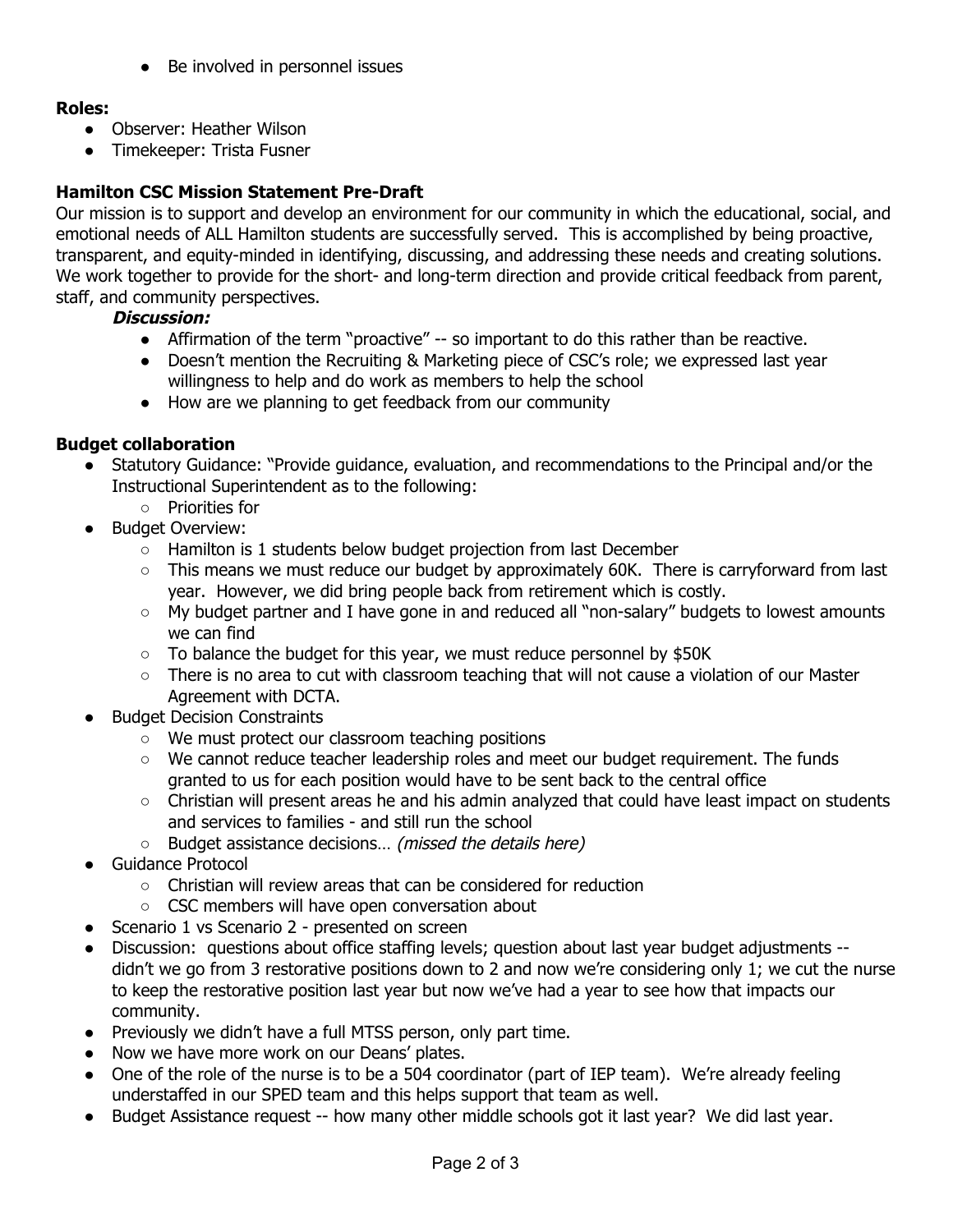- Be involved in personnel issues

**Roles:**

- Observer: Heather Wilson
- Timekeeper: Trista Fusner

**Hamilton CSC Mission Statement Pre-Draft**

Our mission is to support and develop an environment for our community in which the educational, social, and emotional needs of ALL Hamilton students are successfully served. This is accomplished by being proactive, transparent, and equity-minded in identifying, discussing, and addressing these needs and creating solutions. We work together to provide for the short- and long-term direction and provide critical feedback from parent, staff, and community perspectives.

***Discussion:***

- Affirmation of the term "proactive" -- so important to do this rather than be reactive.
- Doesn't mention the Recruiting & Marketing piece of CSC's role; we expressed last year willingness to help and do work as members to help the school
- How are we planning to get feedback from our community

**Budget collaboration**

- Statutory Guidance: "Provide guidance, evaluation, and recommendations to the Principal and/or the Instructional Superintendent as to the following:
    - Priorities for
- Budget Overview:
    - Hamilton is 1 students below budget projection from last December
    - This means we must reduce our budget by approximately 60K. There is carryforward from last year. However, we did bring people back from retirement which is costly.
    - My budget partner and I have gone in and reduced all "non-salary" budgets to lowest amounts we can find
    - To balance the budget for this year, we must reduce personnel by $50K
    - There is no area to cut with classroom teaching that will not cause a violation of our Master Agreement with DCTA.
- Budget Decision Constraints
    - We must protect our classroom teaching positions
    - We cannot reduce teacher leadership roles and meet our budget requirement. The funds granted to us for each position would have to be sent back to the central office
    - Christian will present areas he and his admin analyzed that could have least impact on students and services to families - and still run the school
    - Budget assistance decisions… *(missed the details here)*
- Guidance Protocol
    - Christian will review areas that can be considered for reduction
    - CSC members will have open conversation about
- Scenario 1 vs Scenario 2 - presented on screen
- Discussion: questions about office staffing levels; question about last year budget adjustments -- didn't we go from 3 restorative positions down to 2 and now we're considering only 1; we cut the nurse to keep the restorative position last year but now we've had a year to see how that impacts our community.
- Previously we didn't have a full MTSS person, only part time.
- Now we have more work on our Deans' plates.
- One of the role of the nurse is to be a 504 coordinator (part of IEP team). We're already feeling understaffed in our SPED team and this helps support that team as well.
- Budget Assistance request -- how many other middle schools got it last year? We did last year.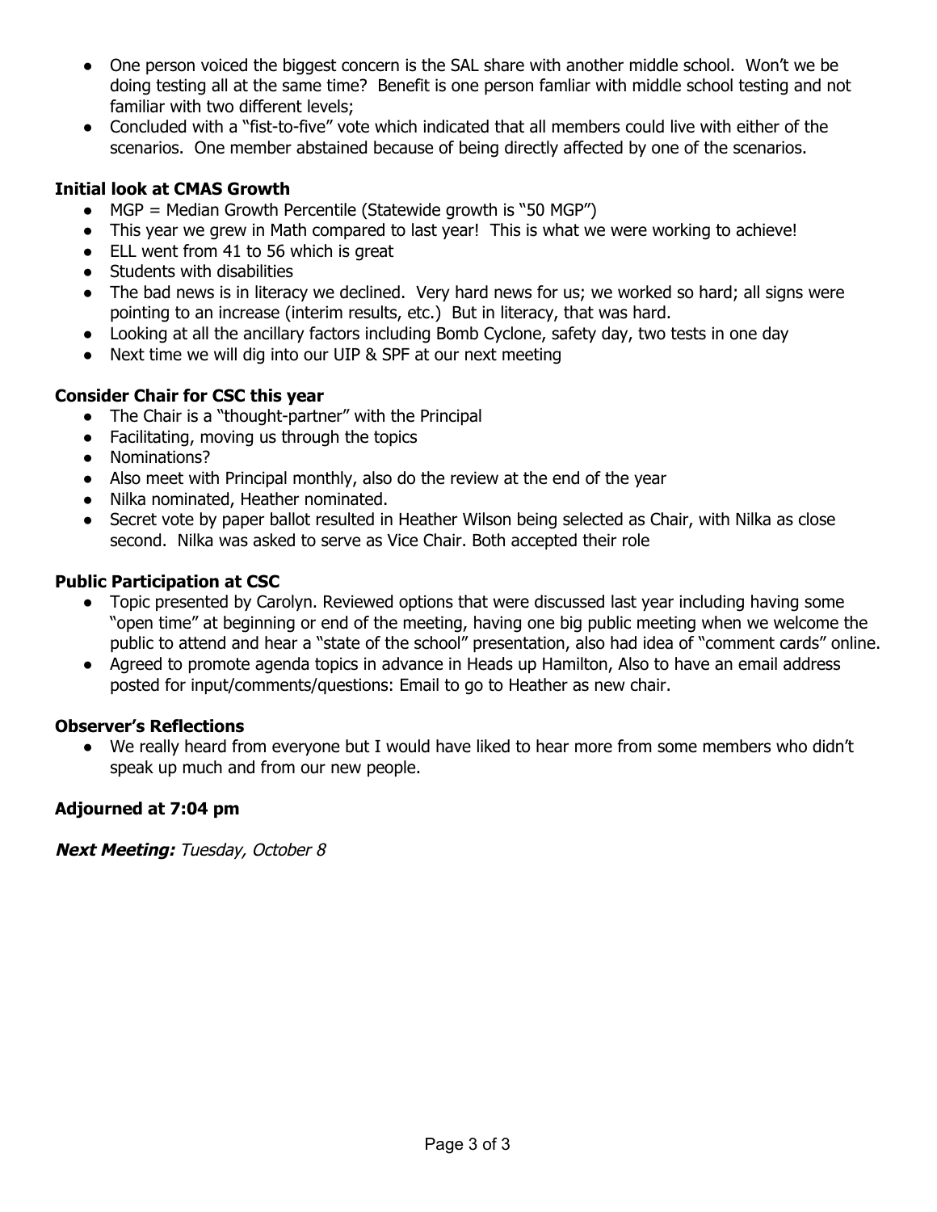- One person voiced the biggest concern is the SAL share with another middle school. Won't we be doing testing all at the same time? Benefit is one person famliar with middle school testing and not familiar with two different levels;
- Concluded with a "fist-to-five" vote which indicated that all members could live with either of the scenarios. One member abstained because of being directly affected by one of the scenarios.

### Initial look at CMAS Growth

- MGP = Median Growth Percentile (Statewide growth is "50 MGP")
- This year we grew in Math compared to last year! This is what we were working to achieve!
- ELL went from 41 to 56 which is great
- Students with disabilities
- The bad news is in literacy we declined. Very hard news for us; we worked so hard; all signs were pointing to an increase (interim results, etc.) But in literacy, that was hard.
- Looking at all the ancillary factors including Bomb Cyclone, safety day, two tests in one day
- Next time we will dig into our UIP & SPF at our next meeting

### Consider Chair for CSC this year

- The Chair is a "thought-partner" with the Principal
- Facilitating, moving us through the topics
- Nominations?
- Also meet with Principal monthly, also do the review at the end of the year
- Nilka nominated, Heather nominated.
- Secret vote by paper ballot resulted in Heather Wilson being selected as Chair, with Nilka as close second. Nilka was asked to serve as Vice Chair. Both accepted their role

### Public Participation at CSC

- Topic presented by Carolyn. Reviewed options that were discussed last year including having some "open time" at beginning or end of the meeting, having one big public meeting when we welcome the public to attend and hear a "state of the school" presentation, also had idea of "comment cards" online.
- Agreed to promote agenda topics in advance in Heads up Hamilton, Also to have an email address posted for input/comments/questions: Email to go to Heather as new chair.

### Observer's Reflections

- We really heard from everyone but I would have liked to hear more from some members who didn't speak up much and from our new people.

### Adjourned at 7:04 pm

***Next Meeting:*** *Tuesday, October 8*